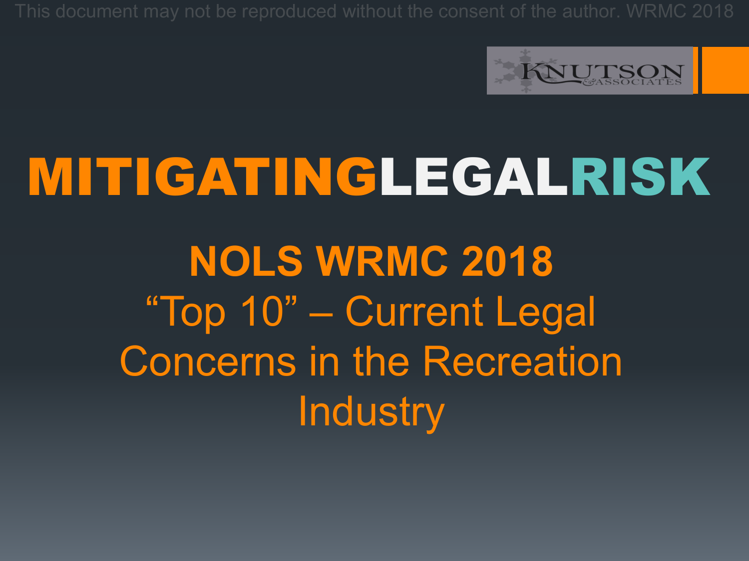This document may not be reproduced without the consent of the author. WRMC 2018

KNUTSON & ASSOCIATES

# MITIGATINGLEGALRISK

## NOLS WRMC 2018

"Top 10" – Current Legal Concerns in the Recreation Industry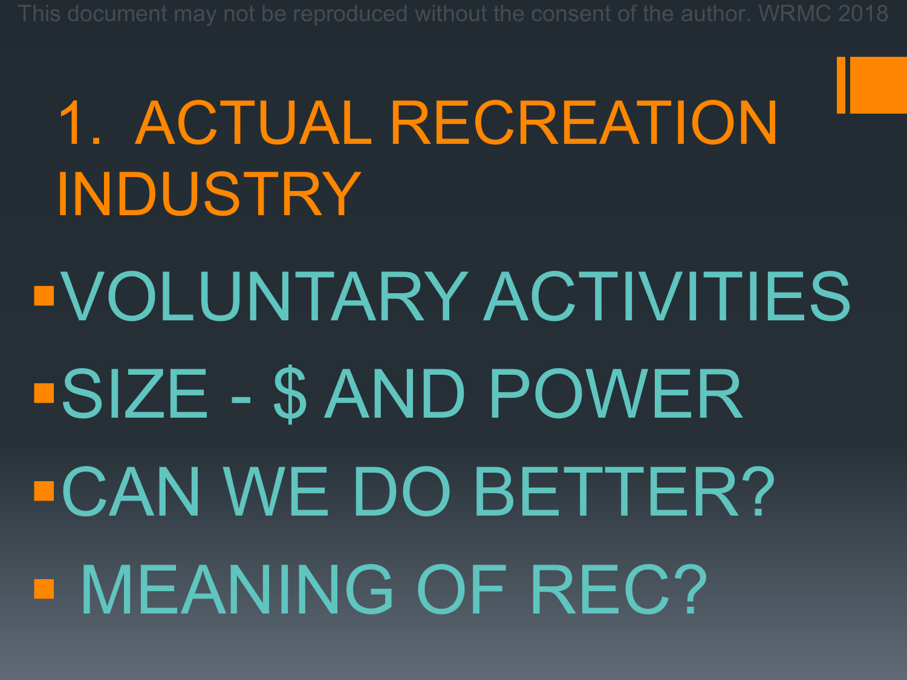# 1. ACTUAL RECREATION INDUSTRY

- VOLUNTARY ACTIVITIES
- SIZE - $ AND POWER
- CAN WE DO BETTER?
- MEANING OF REC?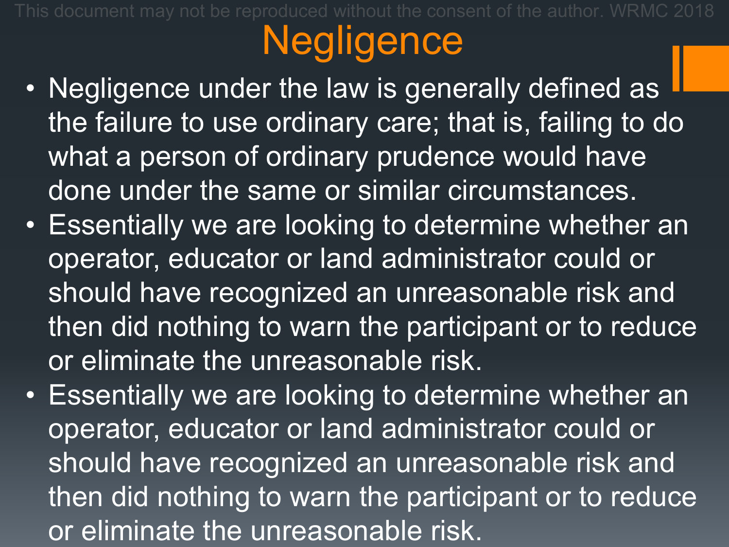# Negligence

- Negligence under the law is generally defined as the failure to use ordinary care; that is, failing to do what a person of ordinary prudence would have done under the same or similar circumstances.
- Essentially we are looking to determine whether an operator, educator or land administrator could or should have recognized an unreasonable risk and then did nothing to warn the participant or to reduce or eliminate the unreasonable risk.
- Essentially we are looking to determine whether an operator, educator or land administrator could or should have recognized an unreasonable risk and then did nothing to warn the participant or to reduce or eliminate the unreasonable risk.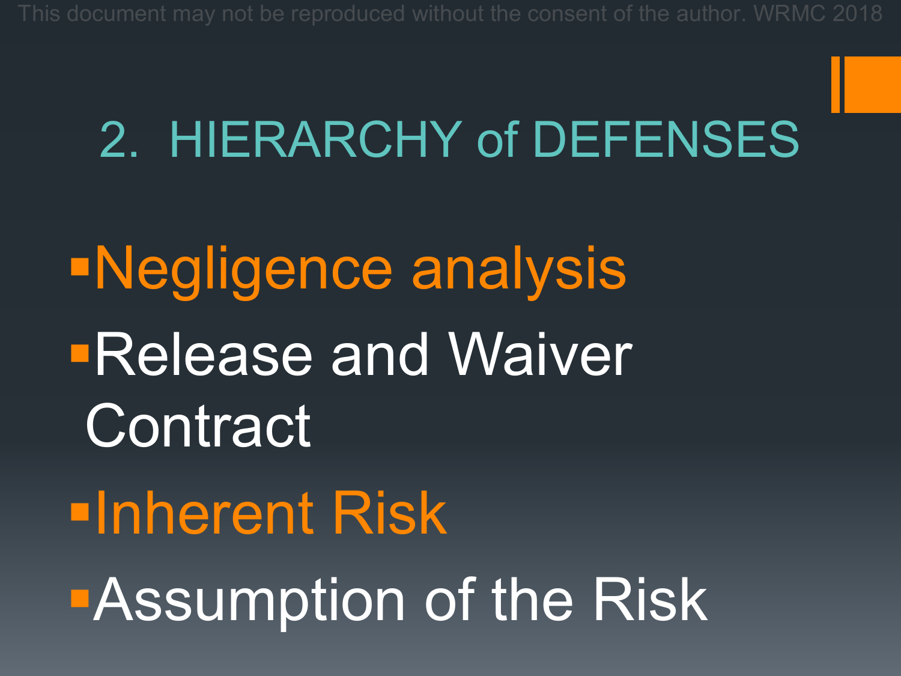## 2. HIERARCHY of DEFENSES

- Negligence analysis
- Release and Waiver Contract
- Inherent Risk
- Assumption of the Risk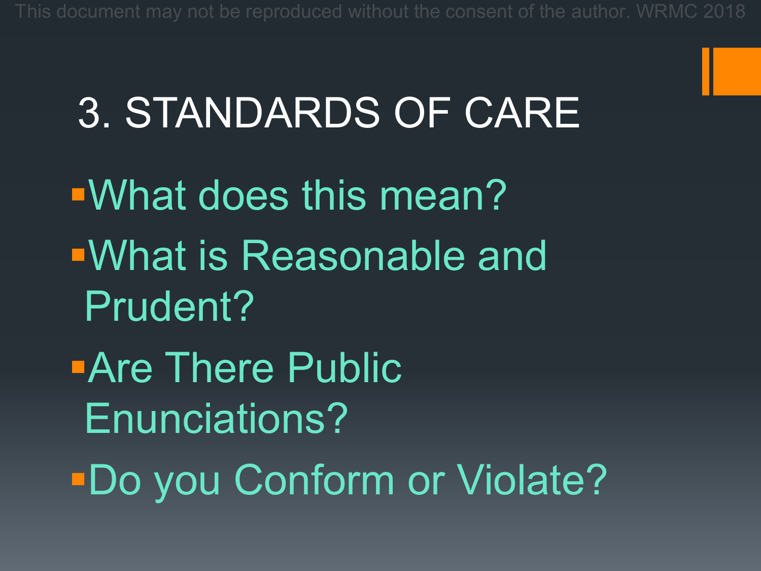# 3. STANDARDS OF CARE

- What does this mean?
- What is Reasonable and Prudent?
- Are There Public Enunciations?
- Do you Conform or Violate?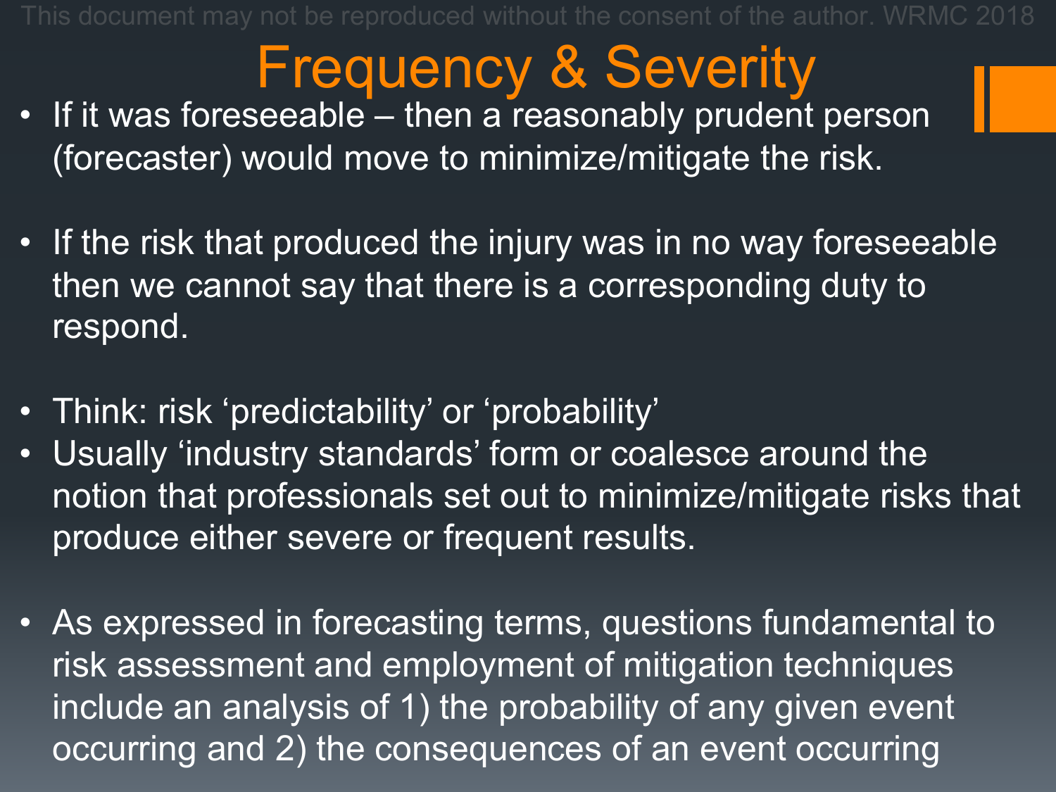# Frequency & Severity

- If it was foreseeable – then a reasonably prudent person (forecaster) would move to minimize/mitigate the risk.

- If the risk that produced the injury was in no way foreseeable then we cannot say that there is a corresponding duty to respond.

- Think: risk 'predictability' or 'probability'
- Usually 'industry standards' form or coalesce around the notion that professionals set out to minimize/mitigate risks that produce either severe or frequent results.

- As expressed in forecasting terms, questions fundamental to risk assessment and employment of mitigation techniques include an analysis of 1) the probability of any given event occurring and 2) the consequences of an event occurring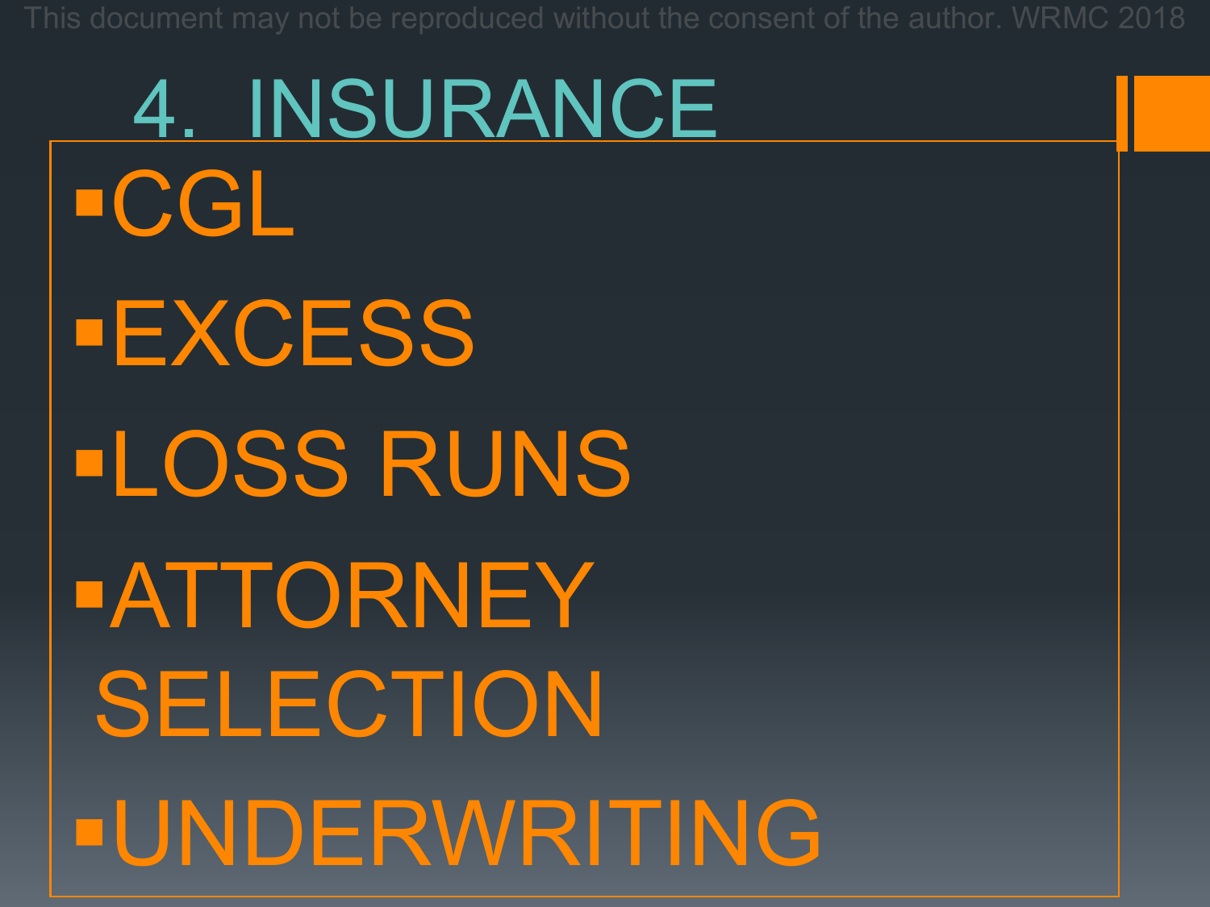# 4. INSURANCE

- CGL
- EXCESS
- LOSS RUNS
- ATTORNEY SELECTION
- UNDERWRITING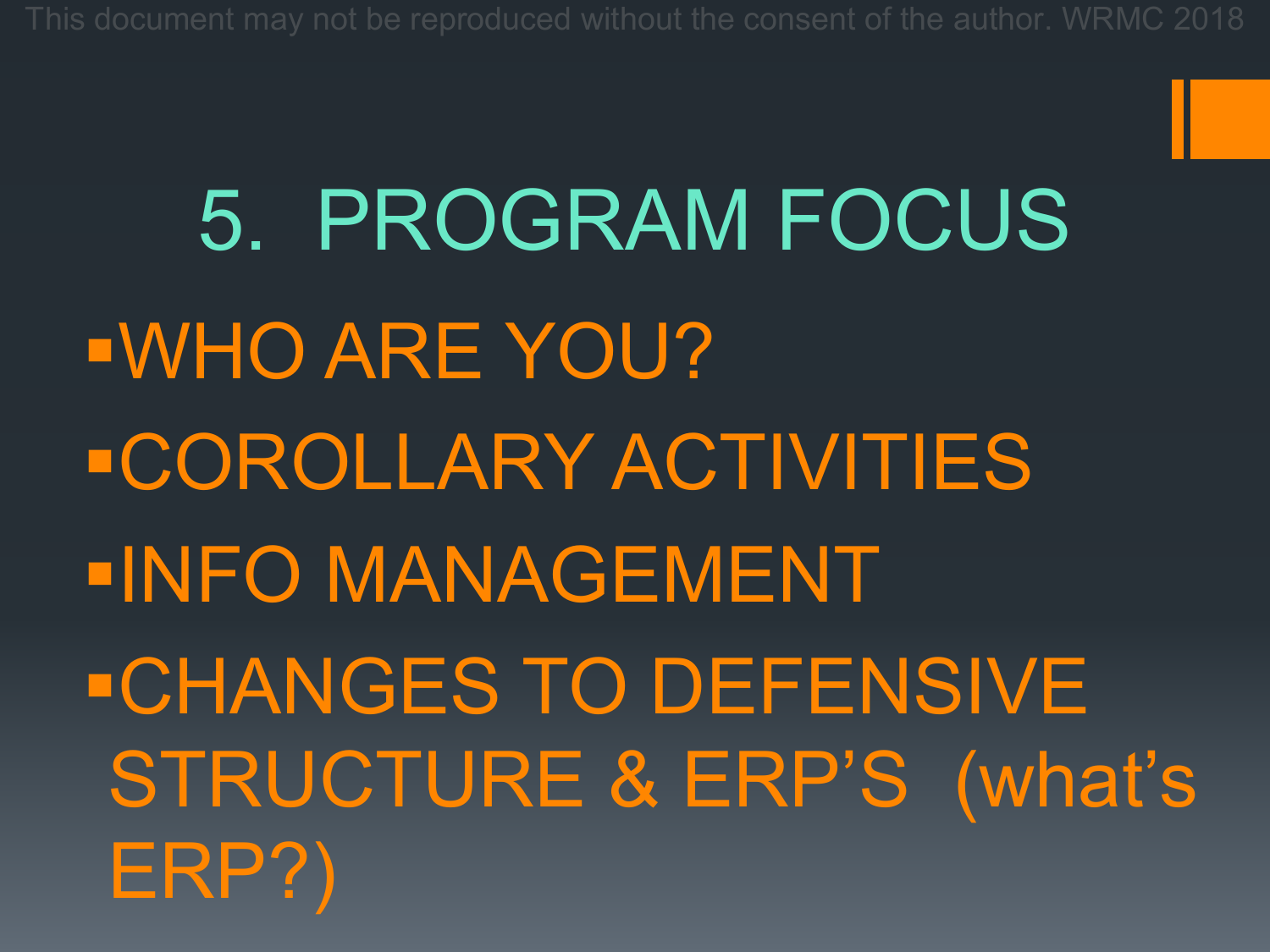# 5. PROGRAM FOCUS

- WHO ARE YOU?
- COROLLARY ACTIVITIES
- INFO MANAGEMENT
- CHANGES TO DEFENSIVE STRUCTURE & ERP'S (what's ERP?)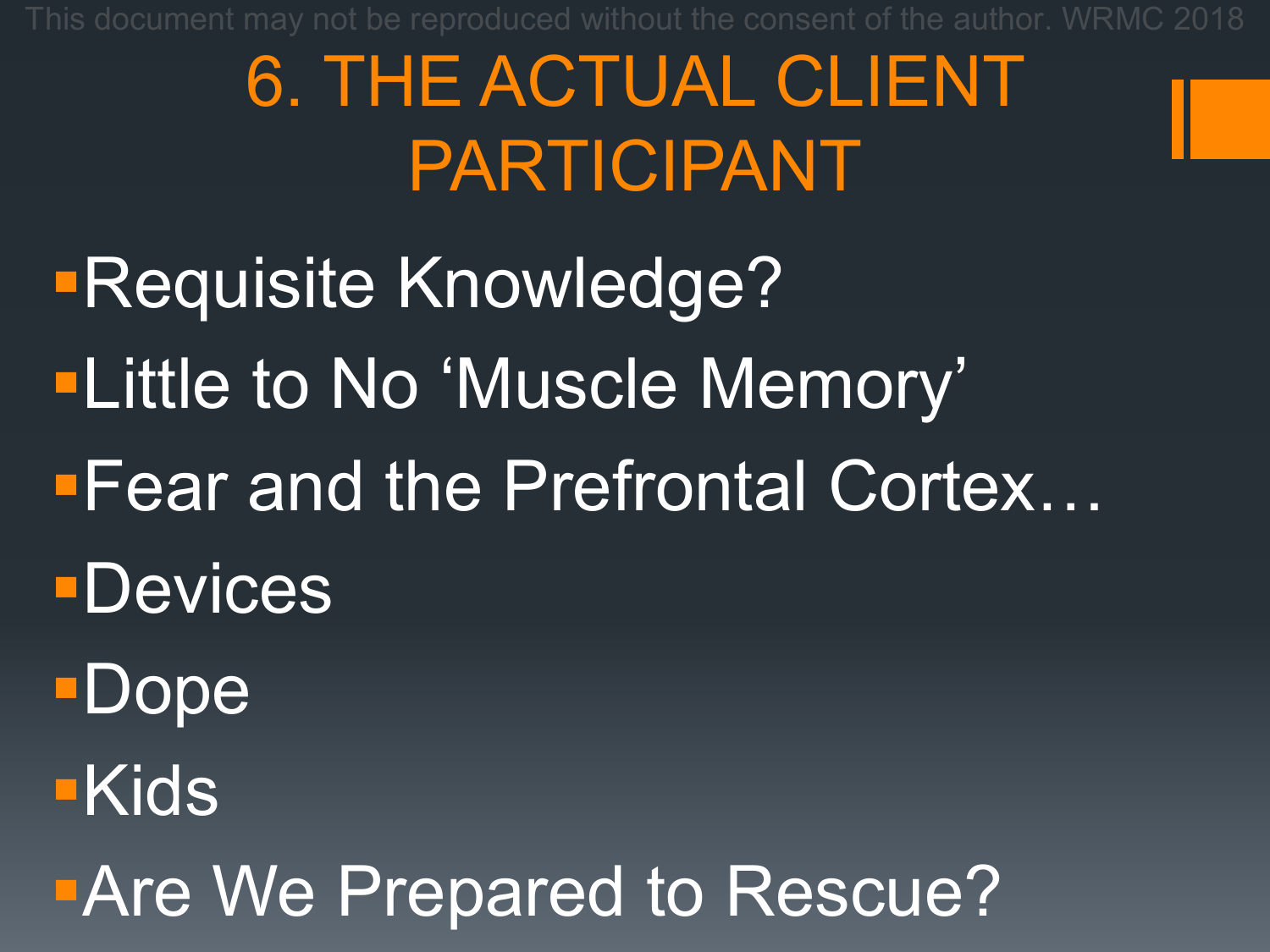# 6. THE ACTUAL CLIENT PARTICIPANT

- Requisite Knowledge?
- Little to No ‘Muscle Memory’
- Fear and the Prefrontal Cortex…
- Devices
- Dope
- Kids
- Are We Prepared to Rescue?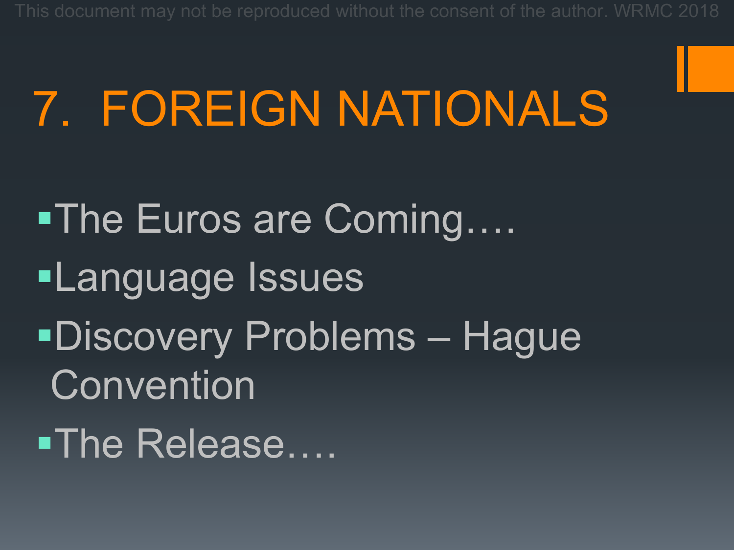# 7. FOREIGN NATIONALS

- The Euros are Coming….
- Language Issues
- Discovery Problems – Hague Convention
- The Release….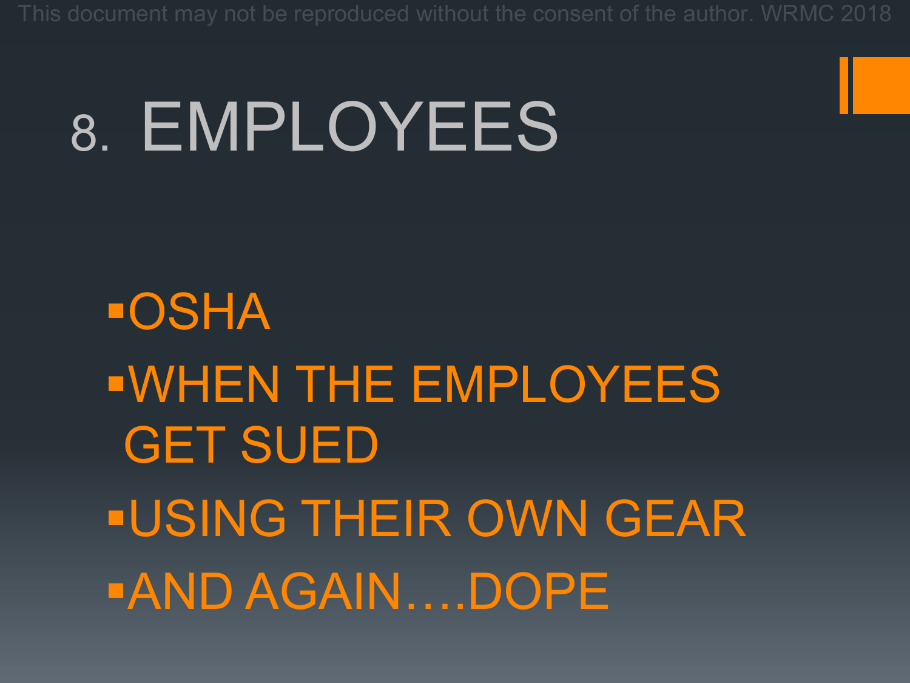# 8. EMPLOYEES

- OSHA
- WHEN THE EMPLOYEES GET SUED
- USING THEIR OWN GEAR
- AND AGAIN….DOPE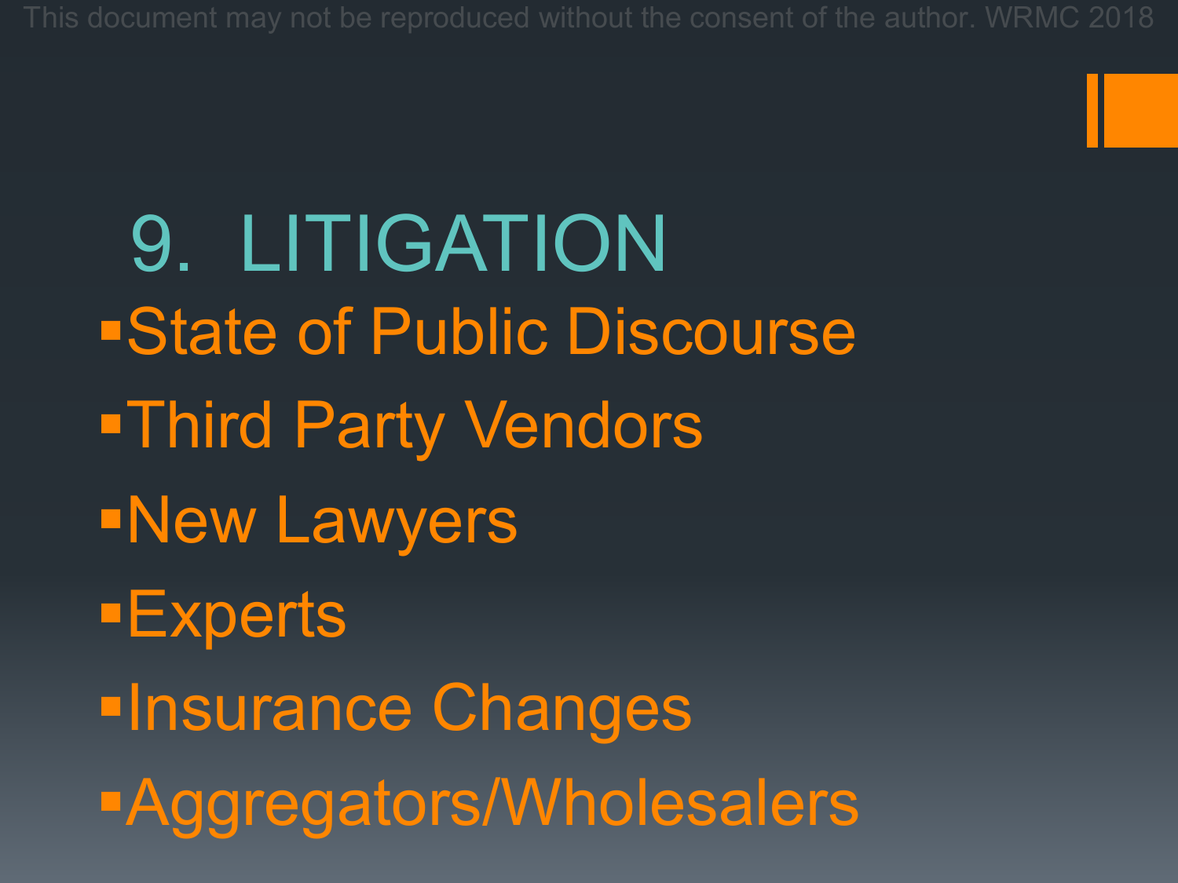# 9. LITIGATION

- State of Public Discourse
- Third Party Vendors
- New Lawyers
- Experts
- Insurance Changes
- Aggregators/Wholesalers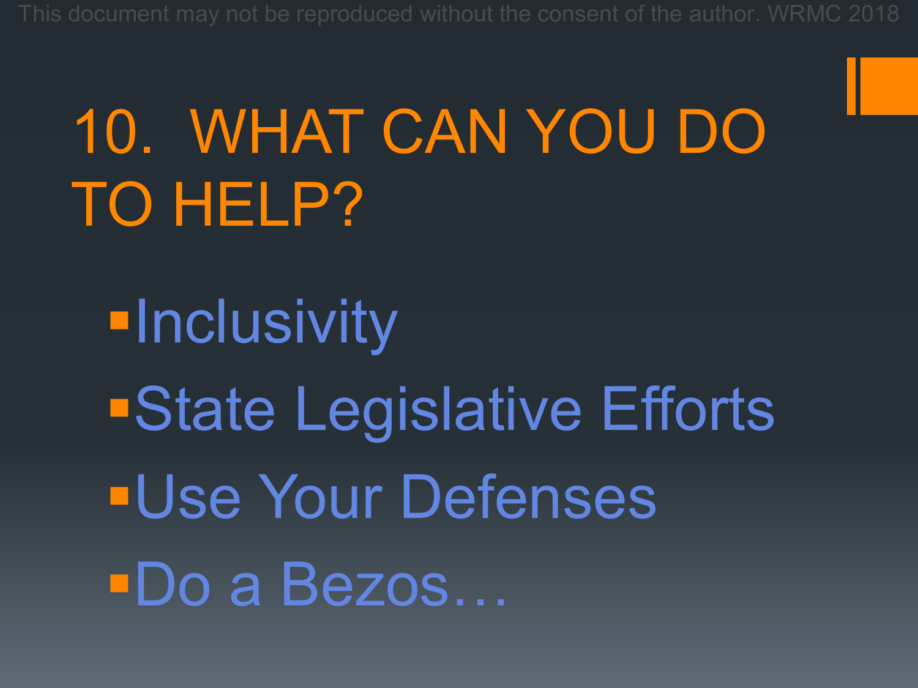# 10. WHAT CAN YOU DO TO HELP?

- Inclusivity
- State Legislative Efforts
- Use Your Defenses
- Do a Bezos…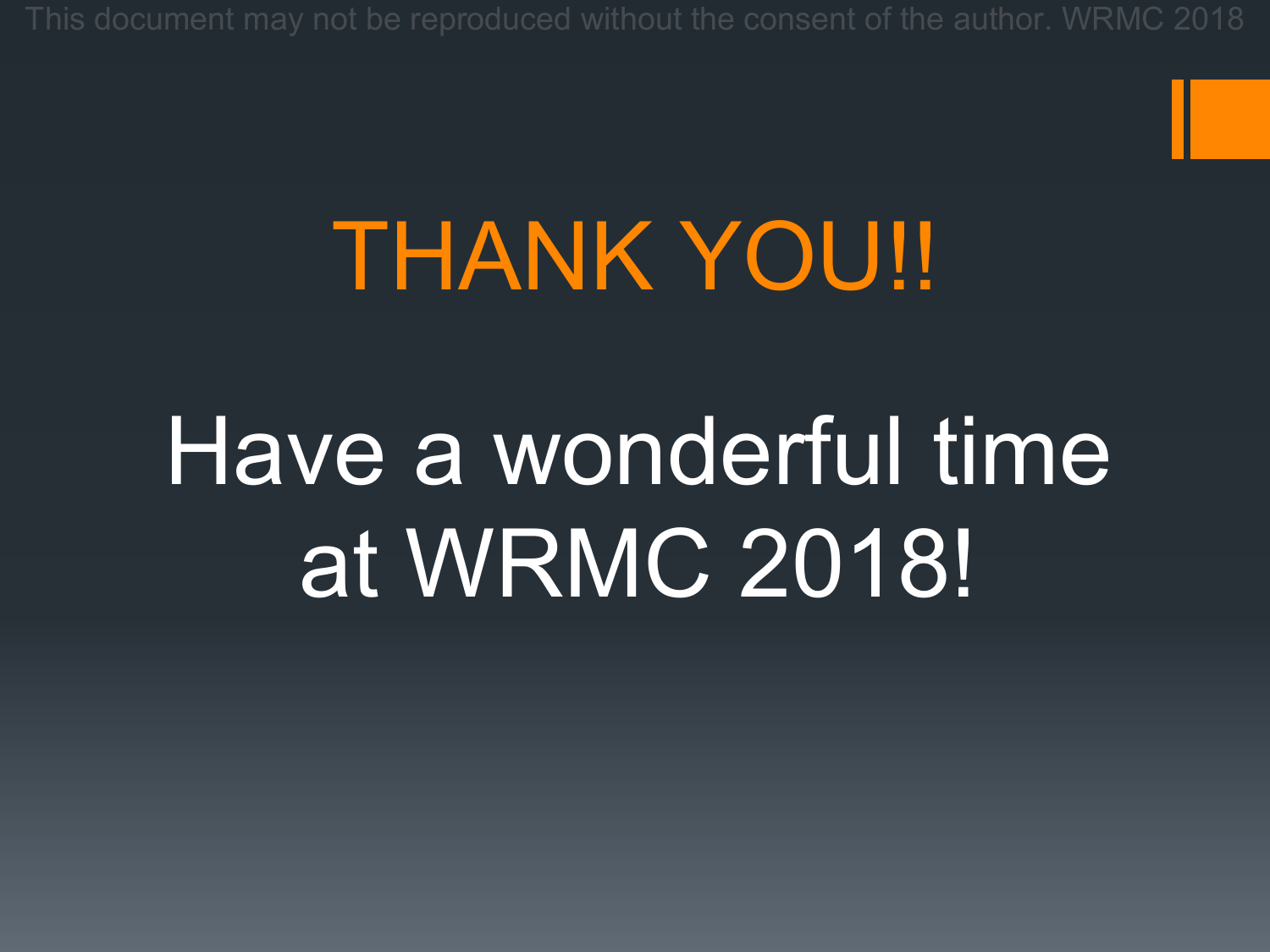# THANK YOU!!

Have a wonderful time at WRMC 2018!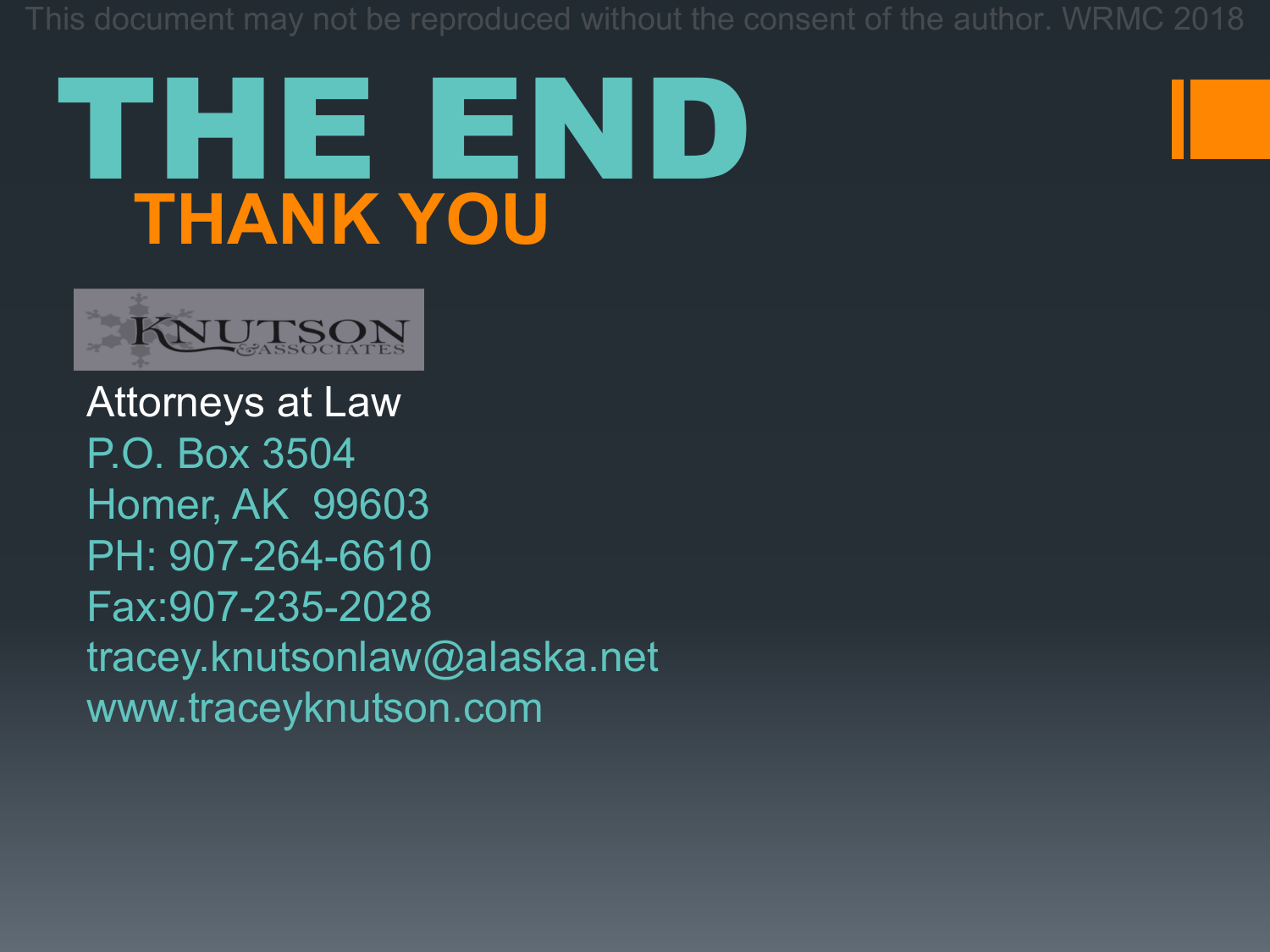# THE END

## THANK YOU

KNUTSON & ASSOCIATES

Attorneys at Law
P.O. Box 3504
Homer, AK 99603
PH: 907-264-6610
Fax:907-235-2028
tracey.knutsonlaw@alaska.net
www.traceyknutson.com